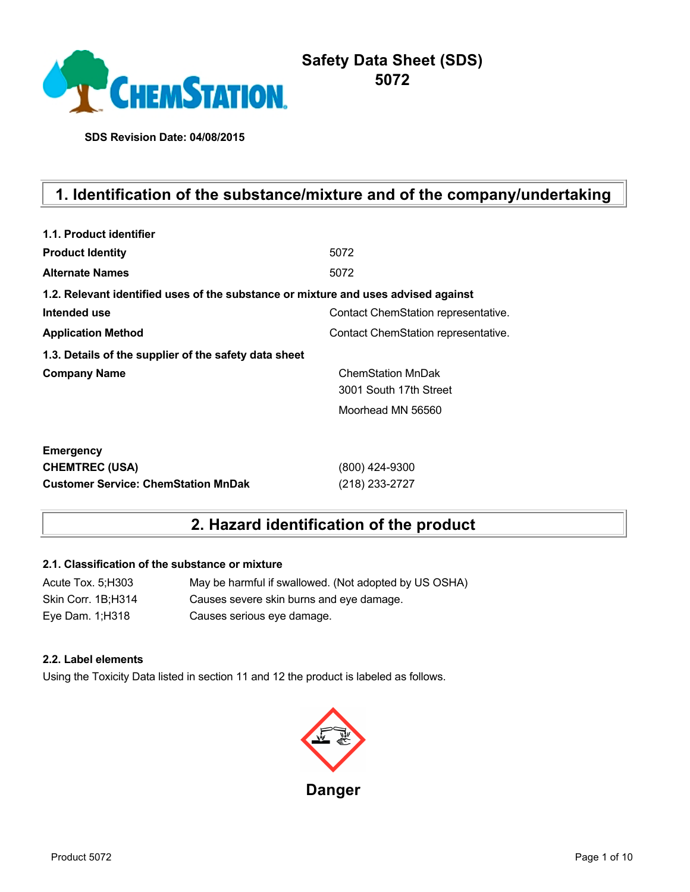# Safety Data Sheet (SDS)
# 5072

**SDS Revision Date: 04/08/2015**

## 1. Identification of the substance/mixture and of the company/undertaking

**1.1. Product identifier**

| | |
|---|---|
| **Product Identity** | 5072 |
| **Alternate Names** | 5072 |

**1.2. Relevant identified uses of the substance or mixture and uses advised against**

| | |
|---|---|
| **Intended use** | Contact ChemStation representative. |
| **Application Method** | Contact ChemStation representative. |

**1.3. Details of the supplier of the safety data sheet**

**Company Name**

ChemStation MnDak
3001 South 17th Street
Moorhead MN 56560

**Emergency**

| | |
|---|---|
| **CHEMTREC (USA)** | (800) 424-9300 |
| **Customer Service: ChemStation MnDak** | (218) 233-2727 |

## 2. Hazard identification of the product

**2.1. Classification of the substance or mixture**

| | |
|---|---|
| Acute Tox. 5;H303 | May be harmful if swallowed. (Not adopted by US OSHA) |
| Skin Corr. 1B;H314 | Causes severe skin burns and eye damage. |
| Eye Dam. 1;H318 | Causes serious eye damage. |

**2.2. Label elements**

Using the Toxicity Data listed in section 11 and 12 the product is labeled as follows.

**Danger**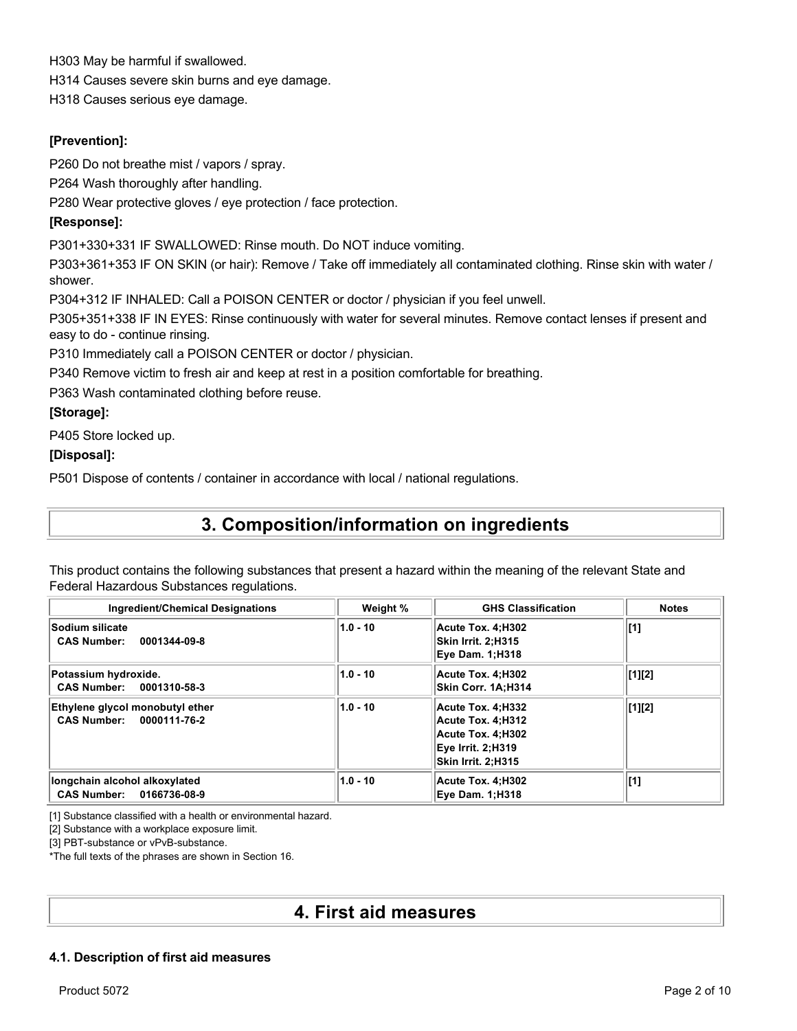H303 May be harmful if swallowed.

H314 Causes severe skin burns and eye damage.

H318 Causes serious eye damage.

**[Prevention]:**

P260 Do not breathe mist / vapors / spray.

P264 Wash thoroughly after handling.

P280 Wear protective gloves / eye protection / face protection.

**[Response]:**

P301+330+331 IF SWALLOWED: Rinse mouth. Do NOT induce vomiting.

P303+361+353 IF ON SKIN (or hair): Remove / Take off immediately all contaminated clothing. Rinse skin with water / shower.

P304+312 IF INHALED: Call a POISON CENTER or doctor / physician if you feel unwell.

P305+351+338 IF IN EYES: Rinse continuously with water for several minutes. Remove contact lenses if present and easy to do - continue rinsing.

P310 Immediately call a POISON CENTER or doctor / physician.

P340 Remove victim to fresh air and keep at rest in a position comfortable for breathing.

P363 Wash contaminated clothing before reuse.

**[Storage]:**

P405 Store locked up.

**[Disposal]:**

P501 Dispose of contents / container in accordance with local / national regulations.

# 3. Composition/information on ingredients

This product contains the following substances that present a hazard within the meaning of the relevant State and Federal Hazardous Substances regulations.

| Ingredient/Chemical Designations | Weight % | GHS Classification | Notes |
|---|---|---|---|
| **Sodium silicate**<br>**CAS Number: 0001344-09-8** | 1.0 - 10 | Acute Tox. 4;H302<br>Skin Irrit. 2;H315<br>Eye Dam. 1;H318 | [1] |
| **Potassium hydroxide.**<br>**CAS Number: 0001310-58-3** | 1.0 - 10 | Acute Tox. 4;H302<br>Skin Corr. 1A;H314 | [1][2] |
| **Ethylene glycol monobutyl ether**<br>**CAS Number: 0000111-76-2** | 1.0 - 10 | Acute Tox. 4;H332<br>Acute Tox. 4;H312<br>Acute Tox. 4;H302<br>Eye Irrit. 2;H319<br>Skin Irrit. 2;H315 | [1][2] |
| **longchain alcohol alkoxylated**<br>**CAS Number: 0166736-08-9** | 1.0 - 10 | Acute Tox. 4;H302<br>Eye Dam. 1;H318 | [1] |

[1] Substance classified with a health or environmental hazard.

[2] Substance with a workplace exposure limit.

[3] PBT-substance or vPvB-substance.

*The full texts of the phrases are shown in Section 16.

# 4. First aid measures

### 4.1. Description of first aid measures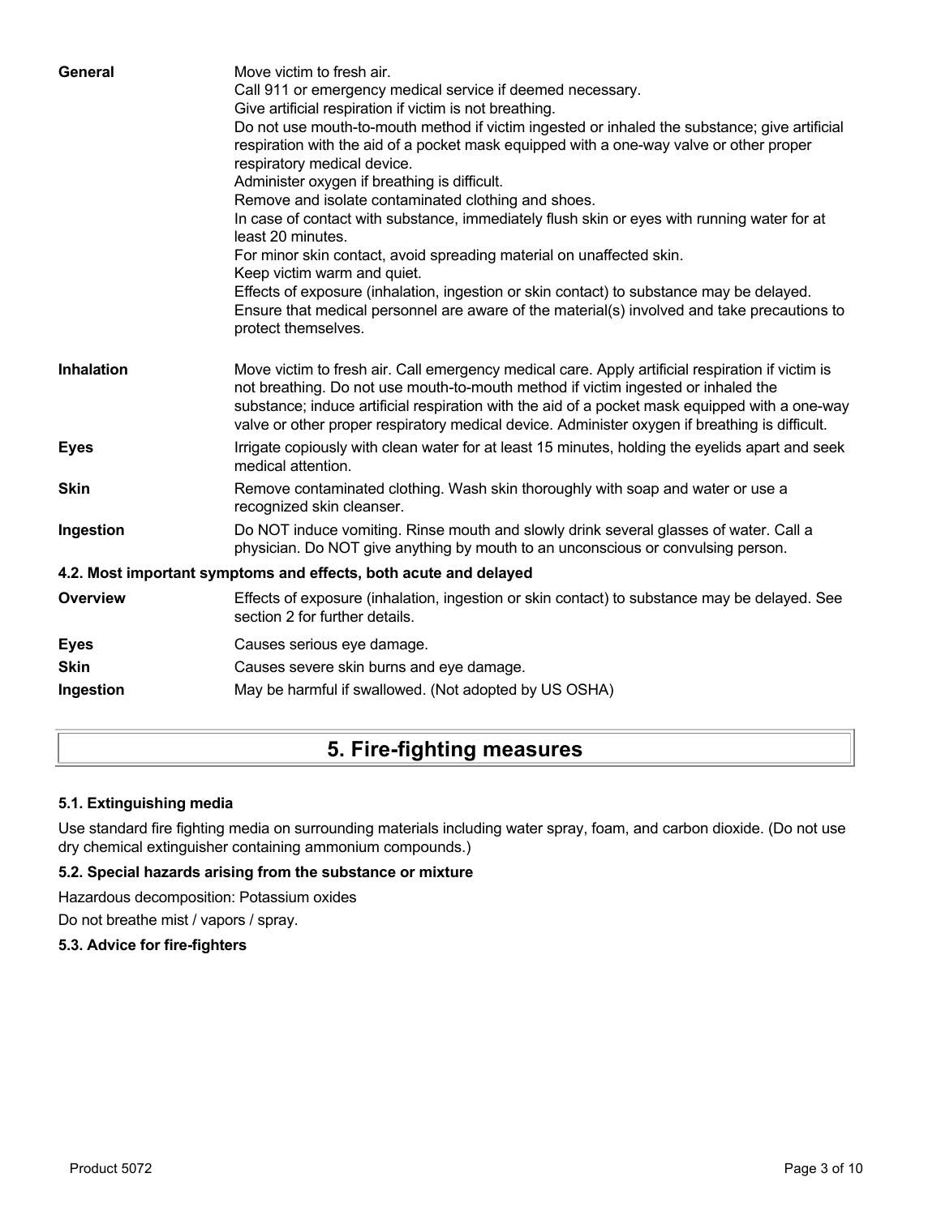| | |
|---|---|
| **General** | Move victim to fresh air.<br>Call 911 or emergency medical service if deemed necessary.<br>Give artificial respiration if victim is not breathing.<br>Do not use mouth-to-mouth method if victim ingested or inhaled the substance; give artificial respiration with the aid of a pocket mask equipped with a one-way valve or other proper respiratory medical device.<br>Administer oxygen if breathing is difficult.<br>Remove and isolate contaminated clothing and shoes.<br>In case of contact with substance, immediately flush skin or eyes with running water for at least 20 minutes.<br>For minor skin contact, avoid spreading material on unaffected skin.<br>Keep victim warm and quiet.<br>Effects of exposure (inhalation, ingestion or skin contact) to substance may be delayed.<br>Ensure that medical personnel are aware of the material(s) involved and take precautions to protect themselves. |
| **Inhalation** | Move victim to fresh air. Call emergency medical care. Apply artificial respiration if victim is not breathing. Do not use mouth-to-mouth method if victim ingested or inhaled the substance; induce artificial respiration with the aid of a pocket mask equipped with a one-way valve or other proper respiratory medical device. Administer oxygen if breathing is difficult. |
| **Eyes** | Irrigate copiously with clean water for at least 15 minutes, holding the eyelids apart and seek medical attention. |
| **Skin** | Remove contaminated clothing. Wash skin thoroughly with soap and water or use a recognized skin cleanser. |
| **Ingestion** | Do NOT induce vomiting. Rinse mouth and slowly drink several glasses of water. Call a physician. Do NOT give anything by mouth to an unconscious or convulsing person. |

### 4.2. Most important symptoms and effects, both acute and delayed

| | |
|---|---|
| **Overview** | Effects of exposure (inhalation, ingestion or skin contact) to substance may be delayed. See section 2 for further details. |
| **Eyes** | Causes serious eye damage. |
| **Skin** | Causes severe skin burns and eye damage. |
| **Ingestion** | May be harmful if swallowed. (Not adopted by US OSHA) |

## 5. Fire-fighting measures

### 5.1. Extinguishing media

Use standard fire fighting media on surrounding materials including water spray, foam, and carbon dioxide. (Do not use dry chemical extinguisher containing ammonium compounds.)

### 5.2. Special hazards arising from the substance or mixture

Hazardous decomposition: Potassium oxides

Do not breathe mist / vapors / spray.

### 5.3. Advice for fire-fighters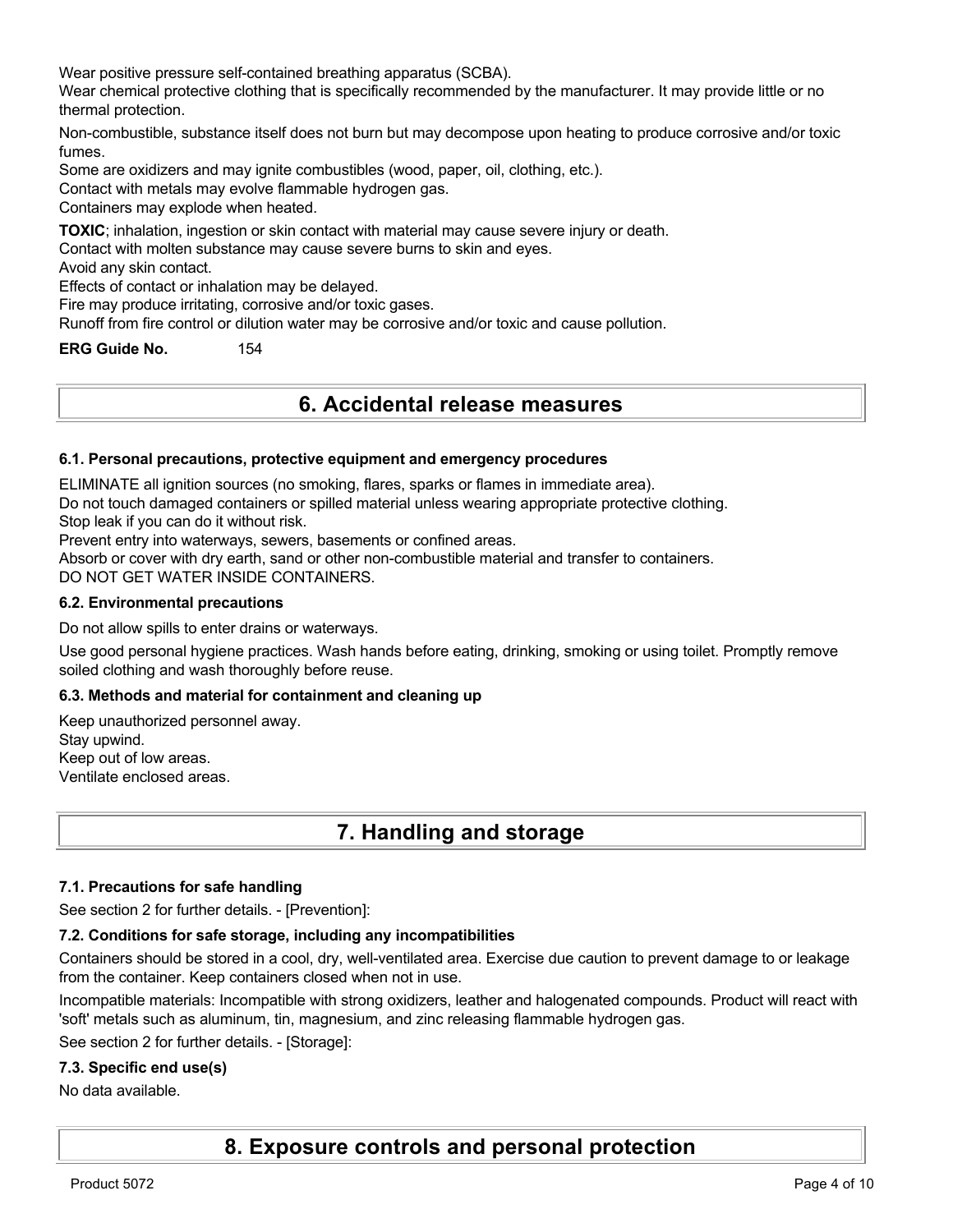Wear positive pressure self-contained breathing apparatus (SCBA).
Wear chemical protective clothing that is specifically recommended by the manufacturer. It may provide little or no thermal protection.

Non-combustible, substance itself does not burn but may decompose upon heating to produce corrosive and/or toxic fumes.
Some are oxidizers and may ignite combustibles (wood, paper, oil, clothing, etc.).
Contact with metals may evolve flammable hydrogen gas.
Containers may explode when heated.

**TOXIC**; inhalation, ingestion or skin contact with material may cause severe injury or death.
Contact with molten substance may cause severe burns to skin and eyes.
Avoid any skin contact.
Effects of contact or inhalation may be delayed.
Fire may produce irritating, corrosive and/or toxic gases.
Runoff from fire control or dilution water may be corrosive and/or toxic and cause pollution.

**ERG Guide No.** 154

# 6. Accidental release measures

### 6.1. Personal precautions, protective equipment and emergency procedures

ELIMINATE all ignition sources (no smoking, flares, sparks or flames in immediate area).
Do not touch damaged containers or spilled material unless wearing appropriate protective clothing.
Stop leak if you can do it without risk.
Prevent entry into waterways, sewers, basements or confined areas.
Absorb or cover with dry earth, sand or other non-combustible material and transfer to containers.
DO NOT GET WATER INSIDE CONTAINERS.

### 6.2. Environmental precautions

Do not allow spills to enter drains or waterways.

Use good personal hygiene practices. Wash hands before eating, drinking, smoking or using toilet. Promptly remove soiled clothing and wash thoroughly before reuse.

### 6.3. Methods and material for containment and cleaning up

Keep unauthorized personnel away.
Stay upwind.
Keep out of low areas.
Ventilate enclosed areas.

# 7. Handling and storage

### 7.1. Precautions for safe handling

See section 2 for further details. - [Prevention]:

### 7.2. Conditions for safe storage, including any incompatibilities

Containers should be stored in a cool, dry, well-ventilated area. Exercise due caution to prevent damage to or leakage from the container. Keep containers closed when not in use.

Incompatible materials: Incompatible with strong oxidizers, leather and halogenated compounds. Product will react with 'soft' metals such as aluminum, tin, magnesium, and zinc releasing flammable hydrogen gas.

See section 2 for further details. - [Storage]:

### 7.3. Specific end use(s)

No data available.

# 8. Exposure controls and personal protection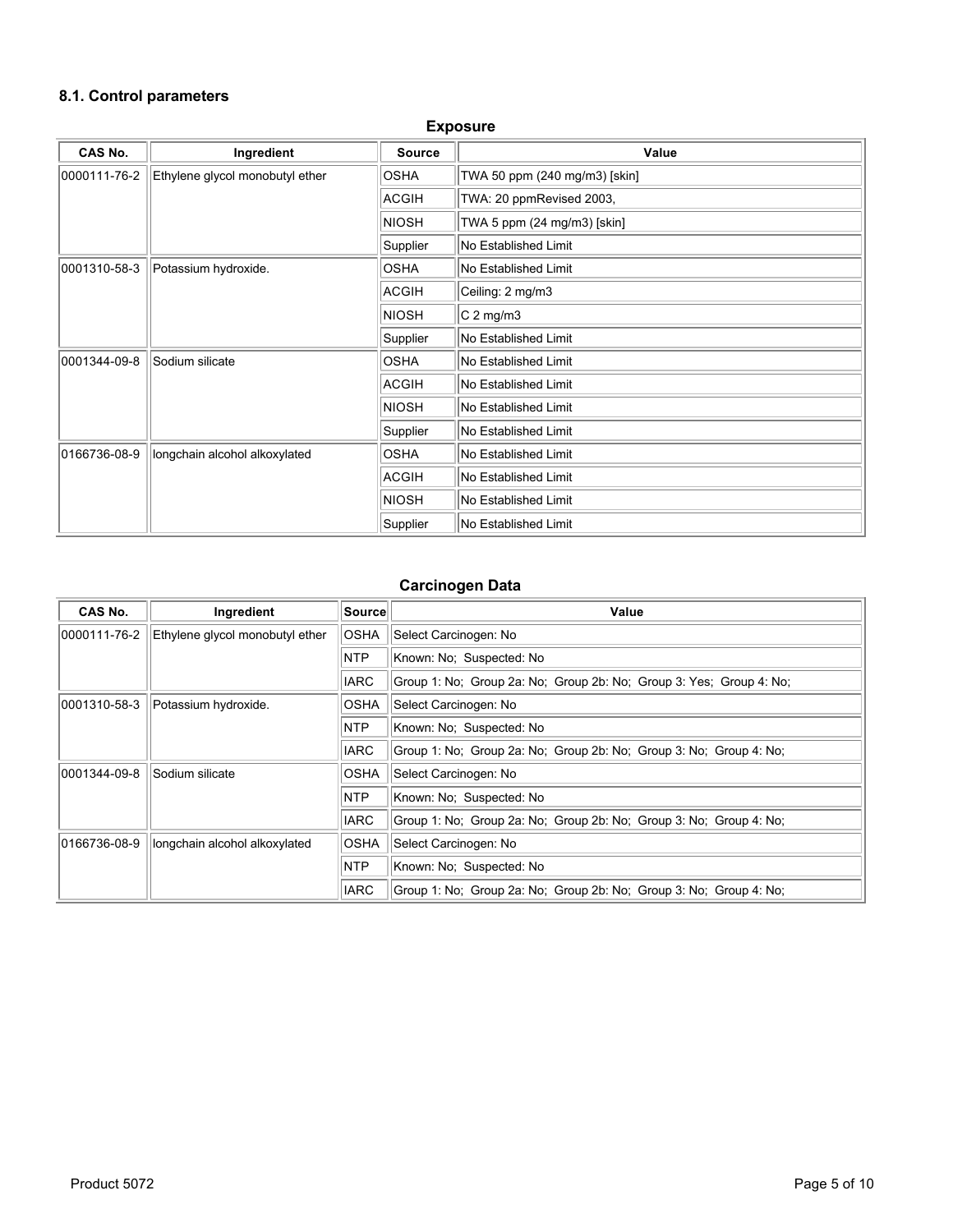### 8.1. Control parameters

**Exposure**

| CAS No. | Ingredient | Source | Value |
|---|---|---|---|
| 0000111-76-2 | Ethylene glycol monobutyl ether | OSHA | TWA 50 ppm (240 mg/m3) [skin] |
| | | ACGIH | TWA: 20 ppmRevised 2003, |
| | | NIOSH | TWA 5 ppm (24 mg/m3) [skin] |
| | | Supplier | No Established Limit |
| 0001310-58-3 | Potassium hydroxide. | OSHA | No Established Limit |
| | | ACGIH | Ceiling: 2 mg/m3 |
| | | NIOSH | C 2 mg/m3 |
| | | Supplier | No Established Limit |
| 0001344-09-8 | Sodium silicate | OSHA | No Established Limit |
| | | ACGIH | No Established Limit |
| | | NIOSH | No Established Limit |
| | | Supplier | No Established Limit |
| 0166736-08-9 | longchain alcohol alkoxylated | OSHA | No Established Limit |
| | | ACGIH | No Established Limit |
| | | NIOSH | No Established Limit |
| | | Supplier | No Established Limit |

**Carcinogen Data**

| CAS No. | Ingredient | Source | Value |
|---|---|---|---|
| 0000111-76-2 | Ethylene glycol monobutyl ether | OSHA | Select Carcinogen: No |
| | | NTP | Known: No; Suspected: No |
| | | IARC | Group 1: No; Group 2a: No; Group 2b: No; Group 3: Yes; Group 4: No; |
| 0001310-58-3 | Potassium hydroxide. | OSHA | Select Carcinogen: No |
| | | NTP | Known: No; Suspected: No |
| | | IARC | Group 1: No; Group 2a: No; Group 2b: No; Group 3: No; Group 4: No; |
| 0001344-09-8 | Sodium silicate | OSHA | Select Carcinogen: No |
| | | NTP | Known: No; Suspected: No |
| | | IARC | Group 1: No; Group 2a: No; Group 2b: No; Group 3: No; Group 4: No; |
| 0166736-08-9 | longchain alcohol alkoxylated | OSHA | Select Carcinogen: No |
| | | NTP | Known: No; Suspected: No |
| | | IARC | Group 1: No; Group 2a: No; Group 2b: No; Group 3: No; Group 4: No; |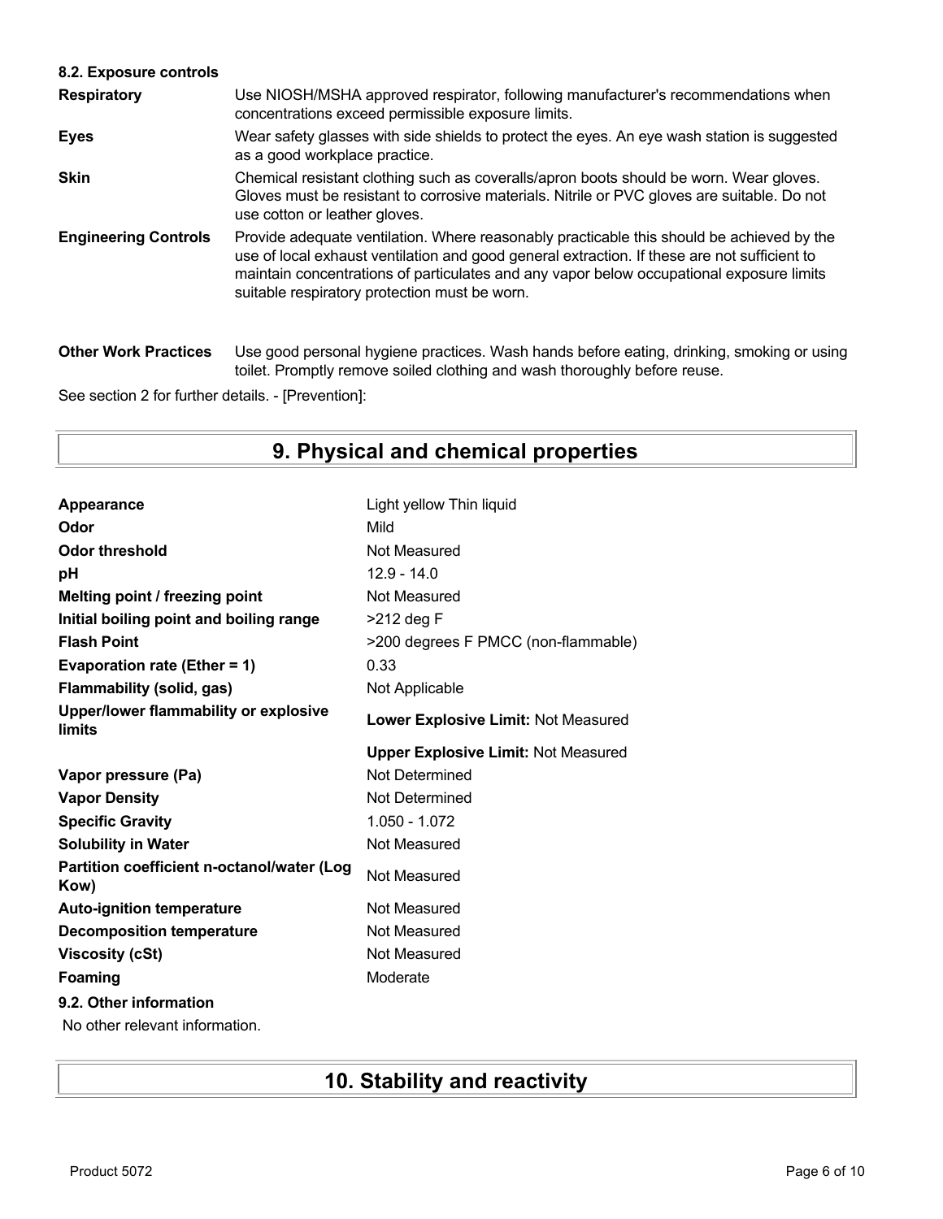**8.2. Exposure controls**

| | |
|---|---|
| **Respiratory** | Use NIOSH/MSHA approved respirator, following manufacturer's recommendations when concentrations exceed permissible exposure limits. |
| **Eyes** | Wear safety glasses with side shields to protect the eyes. An eye wash station is suggested as a good workplace practice. |
| **Skin** | Chemical resistant clothing such as coveralls/apron boots should be worn. Wear gloves. Gloves must be resistant to corrosive materials. Nitrile or PVC gloves are suitable. Do not use cotton or leather gloves. |
| **Engineering Controls** | Provide adequate ventilation. Where reasonably practicable this should be achieved by the use of local exhaust ventilation and good general extraction. If these are not sufficient to maintain concentrations of particulates and any vapor below occupational exposure limits suitable respiratory protection must be worn. |
| **Other Work Practices** | Use good personal hygiene practices. Wash hands before eating, drinking, smoking or using toilet. Promptly remove soiled clothing and wash thoroughly before reuse. |

See section 2 for further details. - [Prevention]:

# 9. Physical and chemical properties

| | |
|---|---|
| **Appearance** | Light yellow Thin liquid |
| **Odor** | Mild |
| **Odor threshold** | Not Measured |
| **pH** | 12.9 - 14.0 |
| **Melting point / freezing point** | Not Measured |
| **Initial boiling point and boiling range** | >212 deg F |
| **Flash Point** | >200 degrees F PMCC (non-flammable) |
| **Evaporation rate (Ether = 1)** | 0.33 |
| **Flammability (solid, gas)** | Not Applicable |
| **Upper/lower flammability or explosive limits** | **Lower Explosive Limit:** Not Measured |
| | **Upper Explosive Limit:** Not Measured |
| **Vapor pressure (Pa)** | Not Determined |
| **Vapor Density** | Not Determined |
| **Specific Gravity** | 1.050 - 1.072 |
| **Solubility in Water** | Not Measured |
| **Partition coefficient n-octanol/water (Log Kow)** | Not Measured |
| **Auto-ignition temperature** | Not Measured |
| **Decomposition temperature** | Not Measured |
| **Viscosity (cSt)** | Not Measured |
| **Foaming** | Moderate |

**9.2. Other information**

No other relevant information.

# 10. Stability and reactivity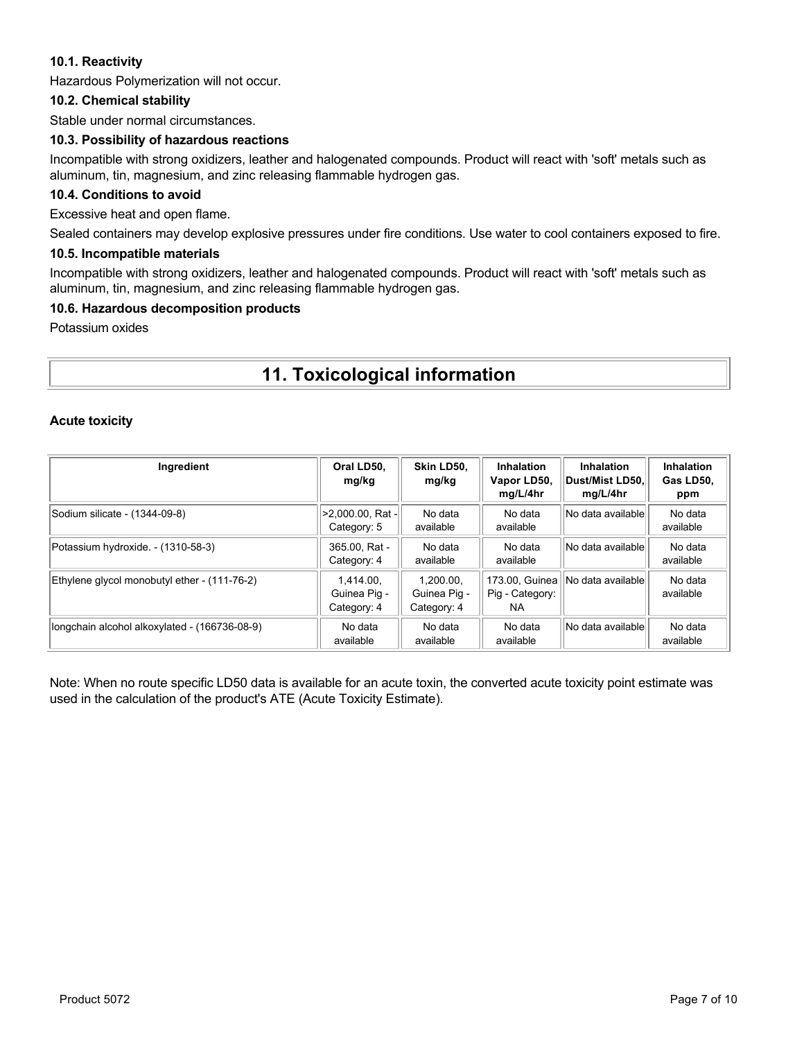### 10.1. Reactivity

Hazardous Polymerization will not occur.

### 10.2. Chemical stability

Stable under normal circumstances.

### 10.3. Possibility of hazardous reactions

Incompatible with strong oxidizers, leather and halogenated compounds. Product will react with 'soft' metals such as aluminum, tin, magnesium, and zinc releasing flammable hydrogen gas.

### 10.4. Conditions to avoid

Excessive heat and open flame.

Sealed containers may develop explosive pressures under fire conditions. Use water to cool containers exposed to fire.

### 10.5. Incompatible materials

Incompatible with strong oxidizers, leather and halogenated compounds. Product will react with 'soft' metals such as aluminum, tin, magnesium, and zinc releasing flammable hydrogen gas.

### 10.6. Hazardous decomposition products

Potassium oxides

## 11. Toxicological information

**Acute toxicity**

| Ingredient | Oral LD50, mg/kg | Skin LD50, mg/kg | Inhalation Vapor LD50, mg/L/4hr | Inhalation Dust/Mist LD50, mg/L/4hr | Inhalation Gas LD50, ppm |
|---|---|---|---|---|---|
| Sodium silicate - (1344-09-8) | >2,000.00, Rat - Category: 5 | No data available | No data available | No data available | No data available |
| Potassium hydroxide. - (1310-58-3) | 365.00, Rat - Category: 4 | No data available | No data available | No data available | No data available |
| Ethylene glycol monobutyl ether - (111-76-2) | 1,414.00, Guinea Pig - Category: 4 | 1,200.00, Guinea Pig - Category: 4 | 173.00, Guinea Pig - Category: NA | No data available | No data available |
| longchain alcohol alkoxylated - (166736-08-9) | No data available | No data available | No data available | No data available | No data available |

Note: When no route specific LD50 data is available for an acute toxin, the converted acute toxicity point estimate was used in the calculation of the product's ATE (Acute Toxicity Estimate).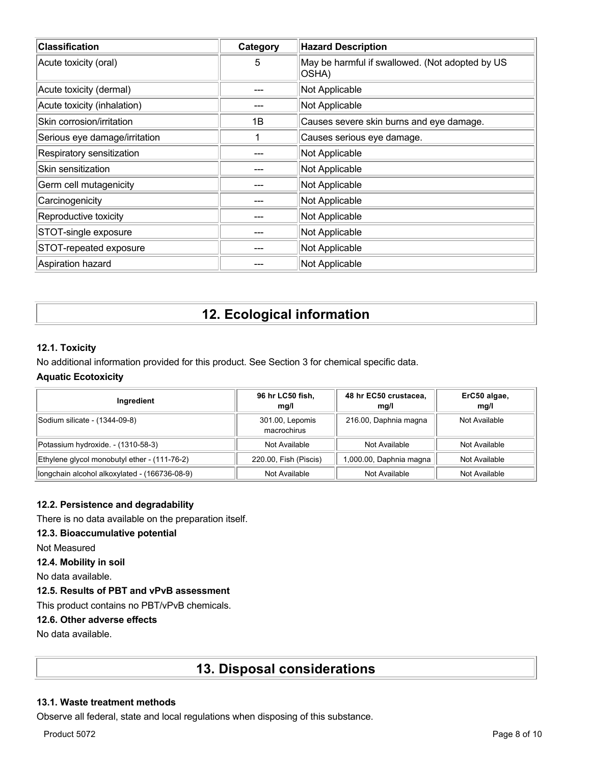| Classification | Category | Hazard Description |
| --- | --- | --- |
| Acute toxicity (oral) | 5 | May be harmful if swallowed. (Not adopted by US OSHA) |
| Acute toxicity (dermal) | --- | Not Applicable |
| Acute toxicity (inhalation) | --- | Not Applicable |
| Skin corrosion/irritation | 1B | Causes severe skin burns and eye damage. |
| Serious eye damage/irritation | 1 | Causes serious eye damage. |
| Respiratory sensitization | --- | Not Applicable |
| Skin sensitization | --- | Not Applicable |
| Germ cell mutagenicity | --- | Not Applicable |
| Carcinogenicity | --- | Not Applicable |
| Reproductive toxicity | --- | Not Applicable |
| STOT-single exposure | --- | Not Applicable |
| STOT-repeated exposure | --- | Not Applicable |
| Aspiration hazard | --- | Not Applicable |

# 12. Ecological information

### 12.1. Toxicity

No additional information provided for this product. See Section 3 for chemical specific data.

### Aquatic Ecotoxicity

| Ingredient | 96 hr LC50 fish, mg/l | 48 hr EC50 crustacea, mg/l | ErC50 algae, mg/l |
| --- | --- | --- | --- |
| Sodium silicate - (1344-09-8) | 301.00, Lepomis macrochirus | 216.00, Daphnia magna | Not Available |
| Potassium hydroxide. - (1310-58-3) | Not Available | Not Available | Not Available |
| Ethylene glycol monobutyl ether - (111-76-2) | 220.00, Fish (Piscis) | 1,000.00, Daphnia magna | Not Available |
| longchain alcohol alkoxylated - (166736-08-9) | Not Available | Not Available | Not Available |

### 12.2. Persistence and degradability

There is no data available on the preparation itself.

### 12.3. Bioaccumulative potential

Not Measured

### 12.4. Mobility in soil

No data available.

### 12.5. Results of PBT and vPvB assessment

This product contains no PBT/vPvB chemicals.

### 12.6. Other adverse effects

No data available.

# 13. Disposal considerations

### 13.1. Waste treatment methods

Observe all federal, state and local regulations when disposing of this substance.

Product 5072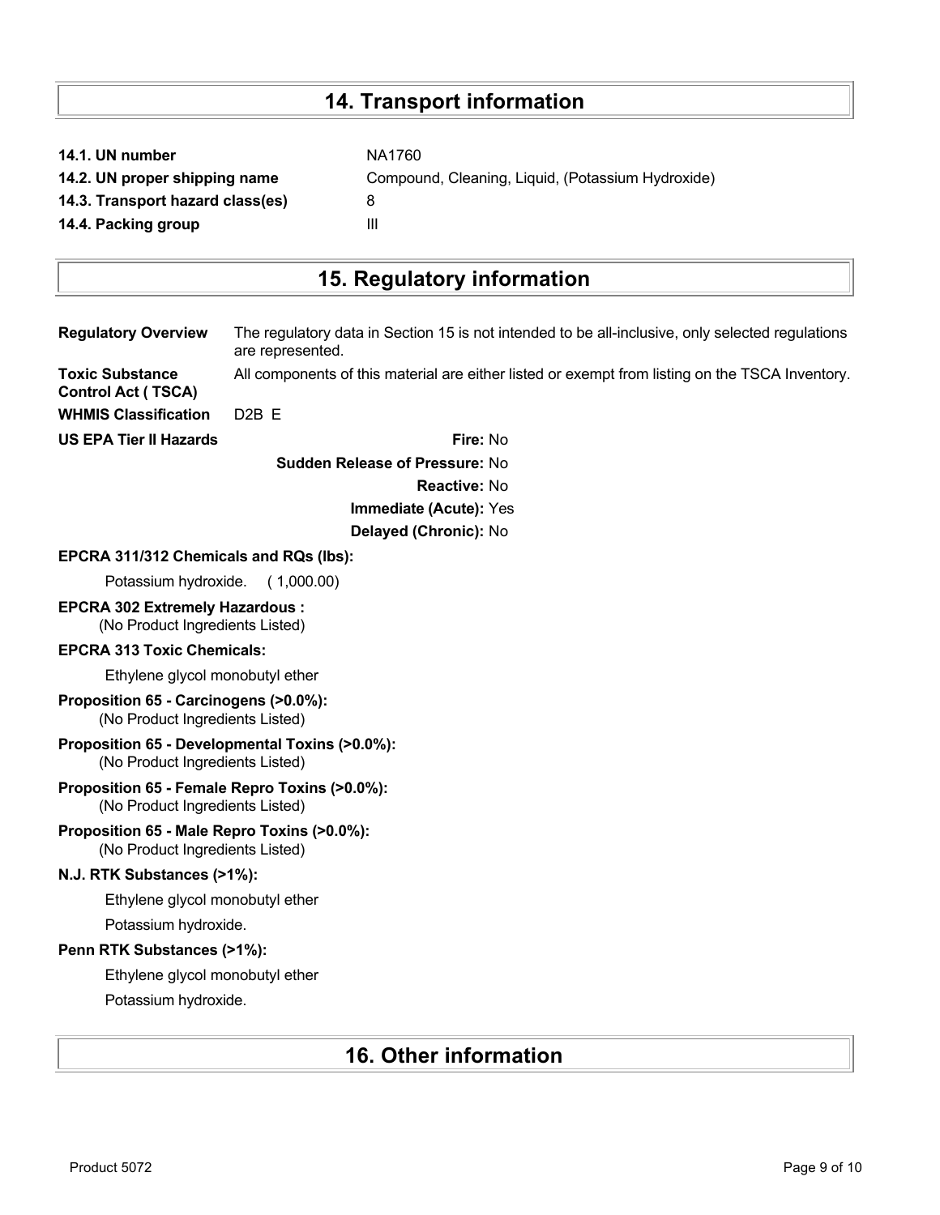## 14. Transport information

**14.1. UN number** NA1760

**14.2. UN proper shipping name** Compound, Cleaning, Liquid, (Potassium Hydroxide)

**14.3. Transport hazard class(es)** 8

**14.4. Packing group** III

## 15. Regulatory information

**Regulatory Overview** The regulatory data in Section 15 is not intended to be all-inclusive, only selected regulations are represented.

**Toxic Substance Control Act ( TSCA)** All components of this material are either listed or exempt from listing on the TSCA Inventory.

**WHMIS Classification** D2B E

**US EPA Tier II Hazards**

**Fire:** No

**Sudden Release of Pressure:** No

**Reactive:** No

**Immediate (Acute):** Yes

**Delayed (Chronic):** No

**EPCRA 311/312 Chemicals and RQs (lbs):**

Potassium hydroxide. ( 1,000.00)

**EPCRA 302 Extremely Hazardous :**

(No Product Ingredients Listed)

**EPCRA 313 Toxic Chemicals:**

Ethylene glycol monobutyl ether

**Proposition 65 - Carcinogens (>0.0%):**

(No Product Ingredients Listed)

**Proposition 65 - Developmental Toxins (>0.0%):**

(No Product Ingredients Listed)

**Proposition 65 - Female Repro Toxins (>0.0%):**

(No Product Ingredients Listed)

**Proposition 65 - Male Repro Toxins (>0.0%):**

(No Product Ingredients Listed)

**N.J. RTK Substances (>1%):**

Ethylene glycol monobutyl ether

Potassium hydroxide.

**Penn RTK Substances (>1%):**

Ethylene glycol monobutyl ether

Potassium hydroxide.

## 16. Other information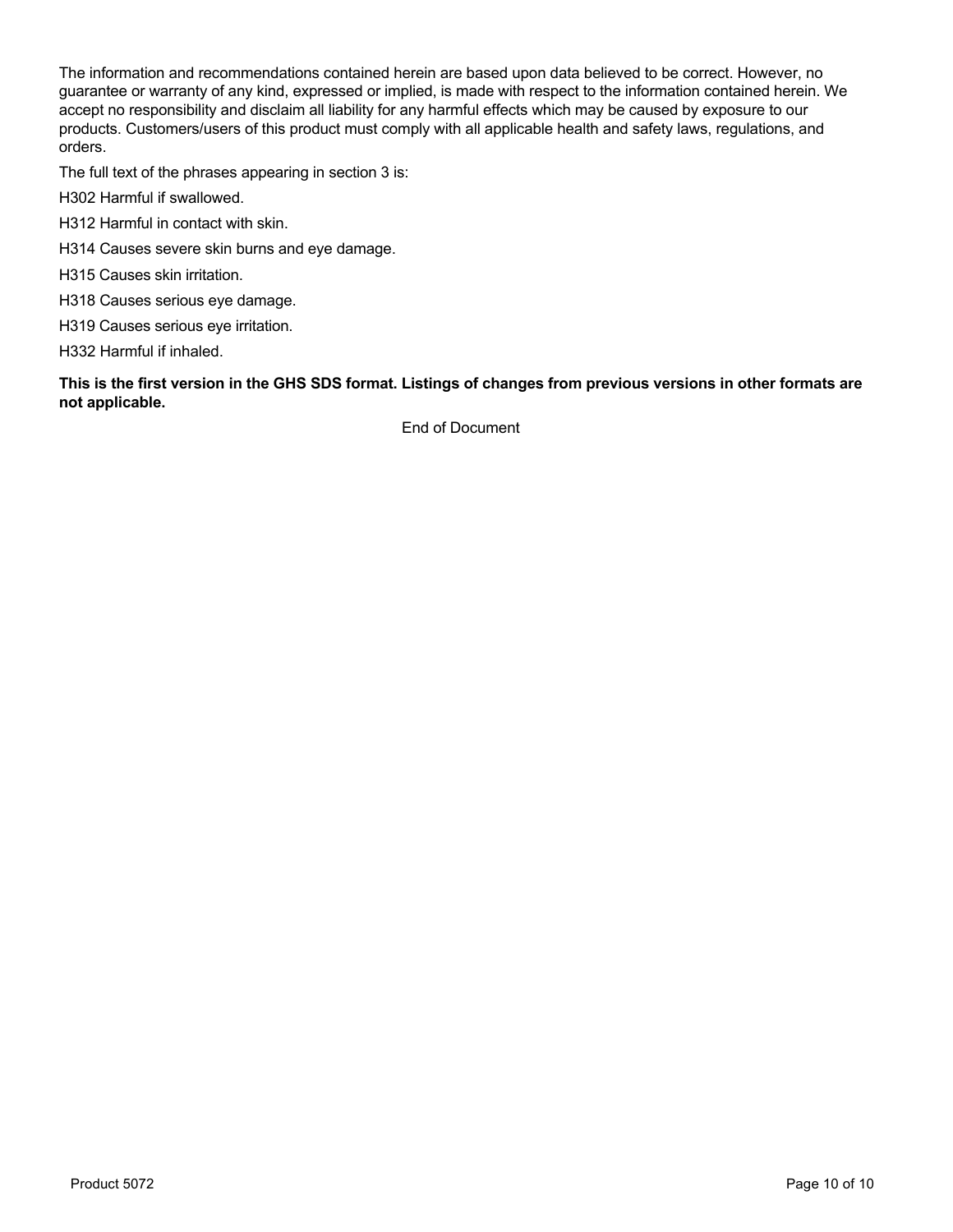The information and recommendations contained herein are based upon data believed to be correct. However, no guarantee or warranty of any kind, expressed or implied, is made with respect to the information contained herein. We accept no responsibility and disclaim all liability for any harmful effects which may be caused by exposure to our products. Customers/users of this product must comply with all applicable health and safety laws, regulations, and orders.

The full text of the phrases appearing in section 3 is:

H302 Harmful if swallowed.

H312 Harmful in contact with skin.

H314 Causes severe skin burns and eye damage.

H315 Causes skin irritation.

H318 Causes serious eye damage.

H319 Causes serious eye irritation.

H332 Harmful if inhaled.

**This is the first version in the GHS SDS format. Listings of changes from previous versions in other formats are not applicable.**

End of Document